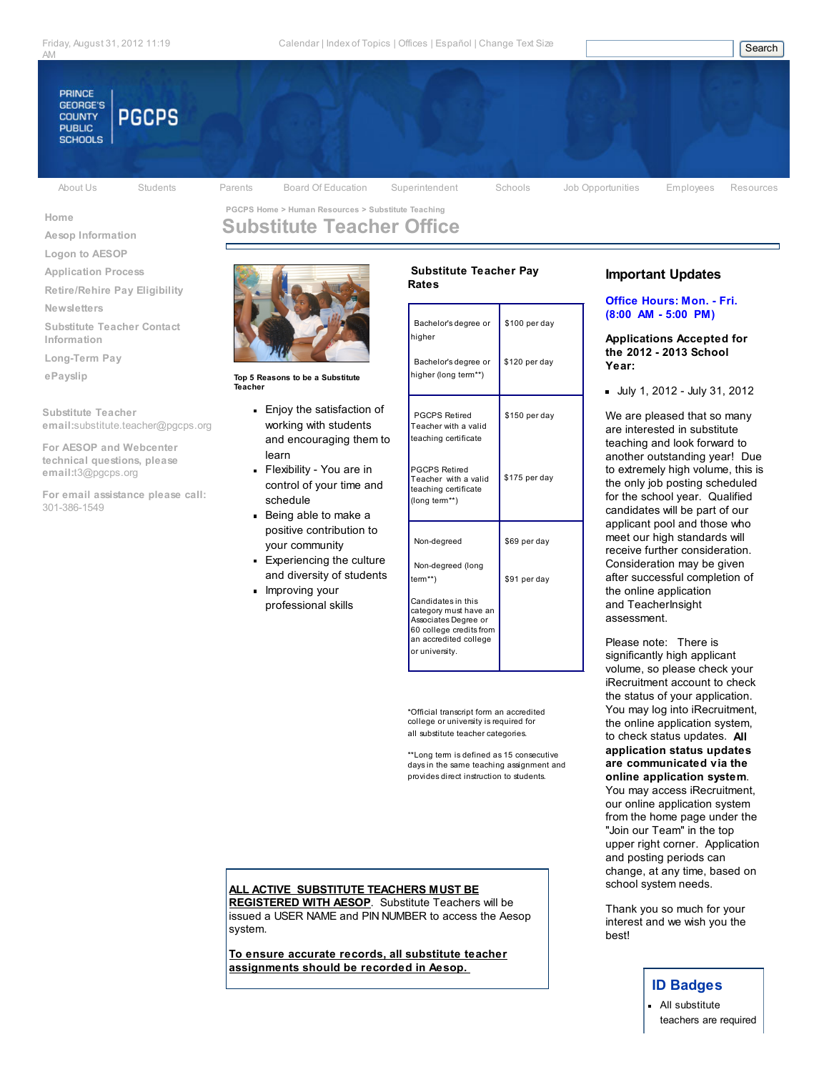Friday, August 31, 2012 11:19 AM

Calendar | Index of Topics | Offices | Español | Change Text Size

Search

PRINCE GEORGE'S COUNTY PUBLIC SCHOOLS PGCPS

About Us | Students | Parents | Board Of Education | Superintendent | Schools | Job Opportunities | Employees | Resources

- Home
- Aesop Information
- Logon to AESOP
- Application Process
- Retire/Rehire Pay Eligibility
- Newsletters
- Substitute Teacher Contact Information
- Long-Term Pay
- ePayslip

Substitute Teacher email:substitute.teacher@pgcps.org

For AESOP and Webcenter technical questions, please email:t3@pgcps.org

For email assistance please call: 301-386-1549

PGCPS Home > Human Resources > Substitute Teaching

# Substitute Teacher Office

**Top 5 Reasons to be a Substitute Teacher**

- Enjoy the satisfaction of working with students and encouraging them to learn
- Flexibility - You are in control of your time and schedule
- Being able to make a positive contribution to your community
- Experiencing the culture and diversity of students
- Improving your professional skills

## Substitute Teacher Pay Rates

| | |
|---|---|
| Bachelor's degree or higher | $100 per day |
| Bachelor's degree or higher (long term**) | $120 per day |
| PGCPS Retired Teacher with a valid teaching certificate | $150 per day |
| PGCPS Retired Teacher with a valid teaching certificate (long term**) | $175 per day |
| Non-degreed | $69 per day |
| Non-degreed (long term**) | $91 per day |
| Candidates in this category must have an Associates Degree or 60 college credits from an accredited college or university. | |

*Official transcript form an accredited college or university is required for all substitute teacher categories.

**Long term is defined as 15 consecutive days in the same teaching assignment and provides direct instruction to students.

**<u>ALL ACTIVE SUBSTITUTE TEACHERS MUST BE REGISTERED WITH AESOP</u>**. Substitute Teachers will be issued a USER NAME and PIN NUMBER to access the Aesop system.

**<u>To ensure accurate records, all substitute teacher assignments should be recorded in Aesop.</u>**

## Important Updates

**Office Hours: Mon. - Fri. (8:00 AM - 5:00 PM)**

**Applications Accepted for the 2012 - 2013 School Year:**

- July 1, 2012 - July 31, 2012

We are pleased that so many are interested in substitute teaching and look forward to another outstanding year! Due to extremely high volume, this is the only job posting scheduled for the school year. Qualified candidates will be part of our applicant pool and those who meet our high standards will receive further consideration. Consideration may be given after successful completion of the online application and TeacherInsight assessment.

Please note: There is significantly high applicant volume, so please check your iRecruitment account to check the status of your application. You may log into iRecruitment, the online application system, to check status updates. **All application status updates are communicated via the online application system**. You may access iRecruitment, our online application system from the home page under the "Join our Team" in the top upper right corner. Application and posting periods can change, at any time, based on school system needs.

Thank you so much for your interest and we wish you the best!

## ID Badges

- All substitute teachers are required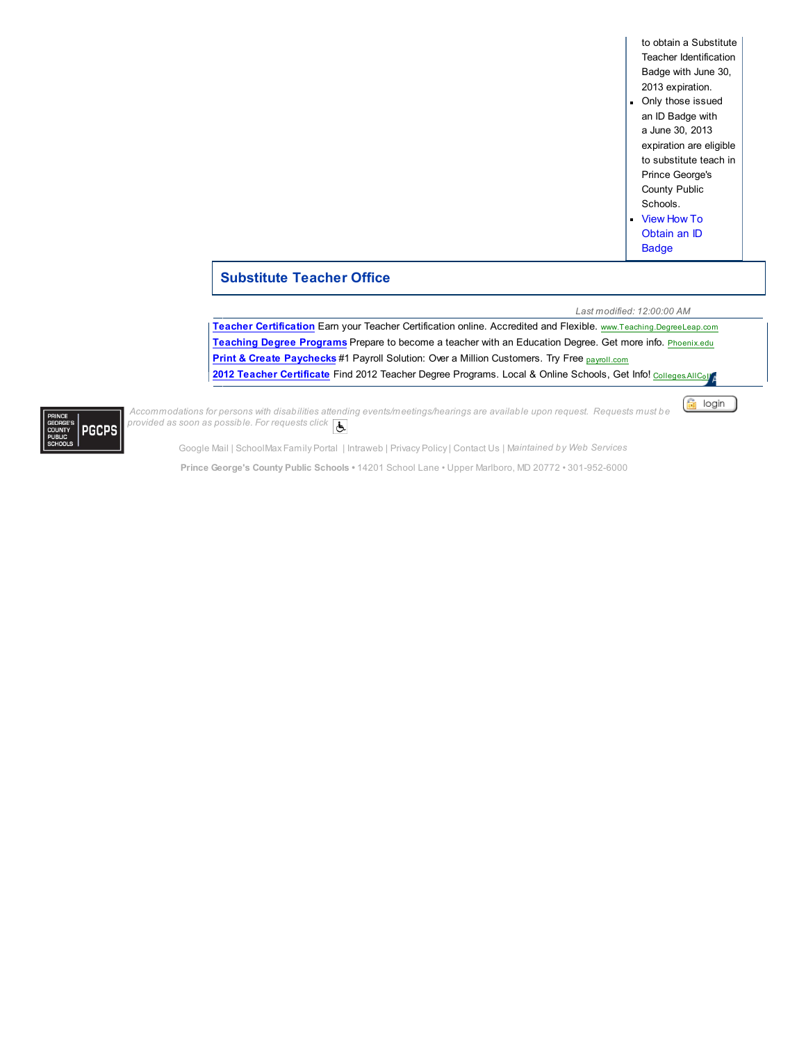to obtain a Substitute Teacher Identification Badge with June 30, 2013 expiration.

- Only those issued an ID Badge with a June 30, 2013 expiration are eligible to substitute teach in Prince George's County Public Schools.
- View How To Obtain an ID Badge

## Substitute Teacher Office

*Last modified: 12:00:00 AM*

**Teacher Certification** Earn your Teacher Certification online. Accredited and Flexible. www.Teaching.DegreeLeap.com

**Teaching Degree Programs** Prepare to become a teacher with an Education Degree. Get more info. Phoenix.edu

**Print & Create Paychecks** #1 Payroll Solution: Over a Million Customers. Try Free payroll.com

**2012 Teacher Certificate** Find 2012 Teacher Degree Programs. Local & Online Schools, Get Info! Colleges.AllCol

login

*Accommodations for persons with disabilities attending events/meetings/hearings are available upon request. Requests must be provided as soon as possible. For requests click*

Google Mail | SchoolMax Family Portal | Intraweb | Privacy Policy | Contact Us | *Maintained by Web Services*

**Prince George's County Public Schools** • 14201 School Lane • Upper Marlboro, MD 20772 • 301-952-6000